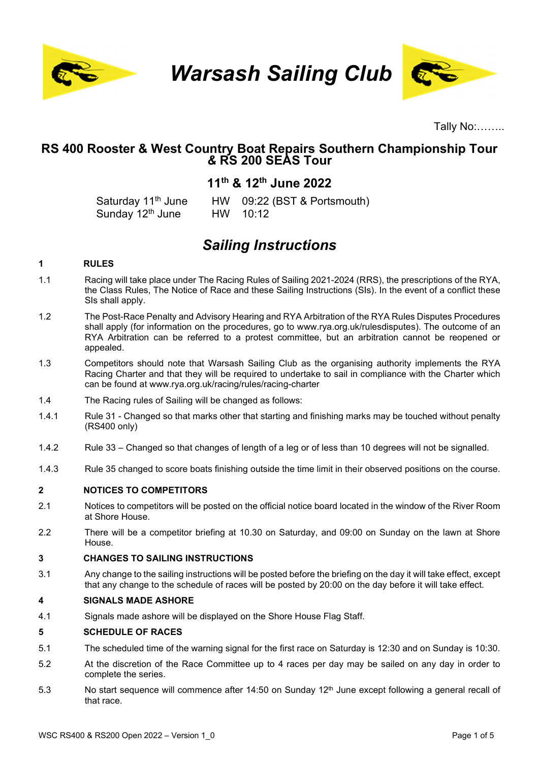# *Warsash Sailing Club*

Tally No:……..

## RS 400 Rooster & West Country Boat Repairs Southern Championship Tour & RS 200 SEAS Tour

## 11th & 12th June 2022

| | |
|---|---|
| Saturday 11th June | HW 09:22 (BST & Portsmouth) |
| Sunday 12th June | HW 10:12 |

## *Sailing Instructions*

**1 RULES**

1.1 Racing will take place under The Racing Rules of Sailing 2021-2024 (RRS), the prescriptions of the RYA, the Class Rules, The Notice of Race and these Sailing Instructions (SIs). In the event of a conflict these SIs shall apply.

1.2 The Post-Race Penalty and Advisory Hearing and RYA Arbitration of the RYA Rules Disputes Procedures shall apply (for information on the procedures, go to www.rya.org.uk/rulesdisputes). The outcome of an RYA Arbitration can be referred to a protest committee, but an arbitration cannot be reopened or appealed.

1.3 Competitors should note that Warsash Sailing Club as the organising authority implements the RYA Racing Charter and that they will be required to undertake to sail in compliance with the Charter which can be found at www.rya.org.uk/racing/rules/racing-charter

1.4 The Racing rules of Sailing will be changed as follows:

1.4.1 Rule 31 - Changed so that marks other that starting and finishing marks may be touched without penalty (RS400 only)

1.4.2 Rule 33 – Changed so that changes of length of a leg or of less than 10 degrees will not be signalled.

1.4.3 Rule 35 changed to score boats finishing outside the time limit in their observed positions on the course.

**2 NOTICES TO COMPETITORS**

2.1 Notices to competitors will be posted on the official notice board located in the window of the River Room at Shore House.

2.2 There will be a competitor briefing at 10.30 on Saturday, and 09:00 on Sunday on the lawn at Shore House.

**3 CHANGES TO SAILING INSTRUCTIONS**

3.1 Any change to the sailing instructions will be posted before the briefing on the day it will take effect, except that any change to the schedule of races will be posted by 20:00 on the day before it will take effect.

**4 SIGNALS MADE ASHORE**

4.1 Signals made ashore will be displayed on the Shore House Flag Staff.

**5 SCHEDULE OF RACES**

5.1 The scheduled time of the warning signal for the first race on Saturday is 12:30 and on Sunday is 10:30.

5.2 At the discretion of the Race Committee up to 4 races per day may be sailed on any day in order to complete the series.

5.3 No start sequence will commence after 14:50 on Sunday 12th June except following a general recall of that race.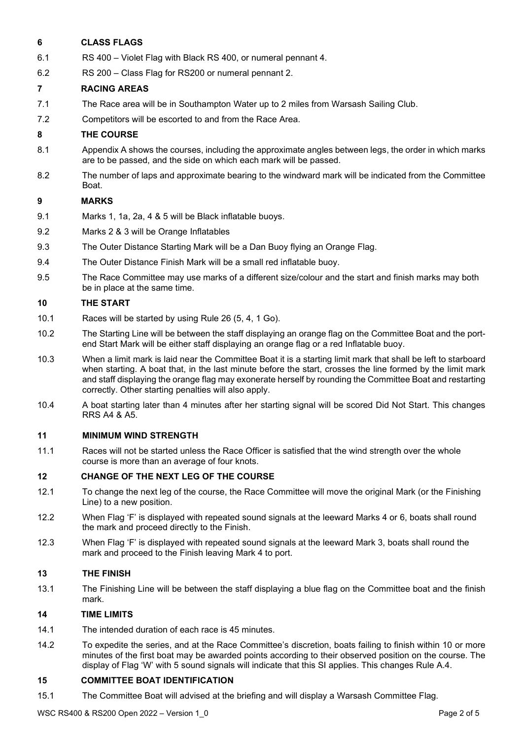## 6 CLASS FLAGS

6.1 RS 400 – Violet Flag with Black RS 400, or numeral pennant 4.

6.2 RS 200 – Class Flag for RS200 or numeral pennant 2.

## 7 RACING AREAS

7.1 The Race area will be in Southampton Water up to 2 miles from Warsash Sailing Club.

7.2 Competitors will be escorted to and from the Race Area.

## 8 THE COURSE

8.1 Appendix A shows the courses, including the approximate angles between legs, the order in which marks are to be passed, and the side on which each mark will be passed.

8.2 The number of laps and approximate bearing to the windward mark will be indicated from the Committee Boat.

## 9 MARKS

9.1 Marks 1, 1a, 2a, 4 & 5 will be Black inflatable buoys.

9.2 Marks 2 & 3 will be Orange Inflatables

9.3 The Outer Distance Starting Mark will be a Dan Buoy flying an Orange Flag.

9.4 The Outer Distance Finish Mark will be a small red inflatable buoy.

9.5 The Race Committee may use marks of a different size/colour and the start and finish marks may both be in place at the same time.

## 10 THE START

10.1 Races will be started by using Rule 26 (5, 4, 1 Go).

10.2 The Starting Line will be between the staff displaying an orange flag on the Committee Boat and the port-end Start Mark will be either staff displaying an orange flag or a red Inflatable buoy.

10.3 When a limit mark is laid near the Committee Boat it is a starting limit mark that shall be left to starboard when starting. A boat that, in the last minute before the start, crosses the line formed by the limit mark and staff displaying the orange flag may exonerate herself by rounding the Committee Boat and restarting correctly. Other starting penalties will also apply.

10.4 A boat starting later than 4 minutes after her starting signal will be scored Did Not Start. This changes RRS A4 & A5.

## 11 MINIMUM WIND STRENGTH

11.1 Races will not be started unless the Race Officer is satisfied that the wind strength over the whole course is more than an average of four knots.

## 12 CHANGE OF THE NEXT LEG OF THE COURSE

12.1 To change the next leg of the course, the Race Committee will move the original Mark (or the Finishing Line) to a new position.

12.2 When Flag 'F' is displayed with repeated sound signals at the leeward Marks 4 or 6, boats shall round the mark and proceed directly to the Finish.

12.3 When Flag 'F' is displayed with repeated sound signals at the leeward Mark 3, boats shall round the mark and proceed to the Finish leaving Mark 4 to port.

## 13 THE FINISH

13.1 The Finishing Line will be between the staff displaying a blue flag on the Committee boat and the finish mark.

## 14 TIME LIMITS

14.1 The intended duration of each race is 45 minutes.

14.2 To expedite the series, and at the Race Committee's discretion, boats failing to finish within 10 or more minutes of the first boat may be awarded points according to their observed position on the course. The display of Flag 'W' with 5 sound signals will indicate that this SI applies. This changes Rule A.4.

## 15 COMMITTEE BOAT IDENTIFICATION

15.1 The Committee Boat will advised at the briefing and will display a Warsash Committee Flag.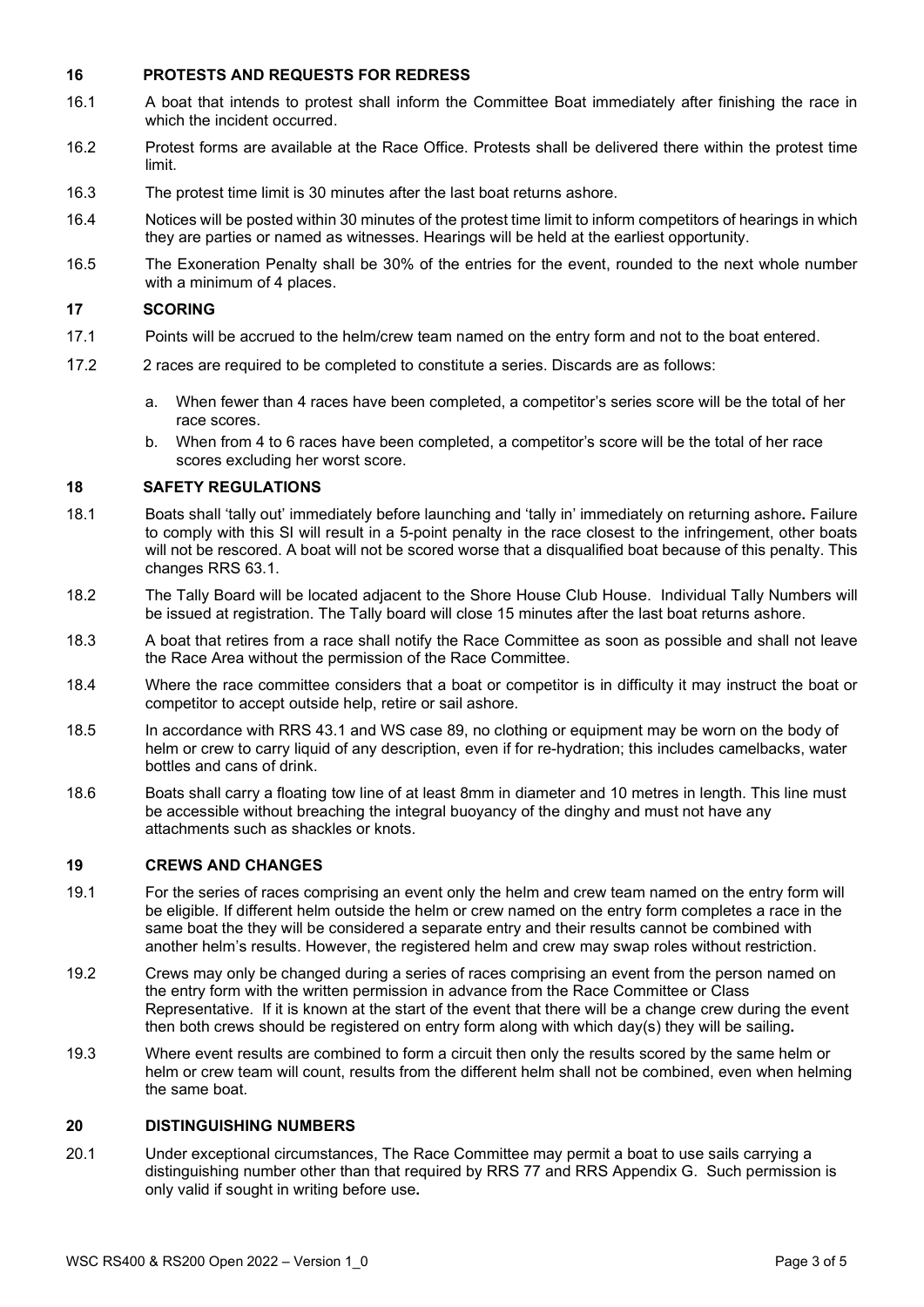## 16 PROTESTS AND REQUESTS FOR REDRESS

16.1 A boat that intends to protest shall inform the Committee Boat immediately after finishing the race in which the incident occurred.

16.2 Protest forms are available at the Race Office. Protests shall be delivered there within the protest time limit.

16.3 The protest time limit is 30 minutes after the last boat returns ashore.

16.4 Notices will be posted within 30 minutes of the protest time limit to inform competitors of hearings in which they are parties or named as witnesses. Hearings will be held at the earliest opportunity.

16.5 The Exoneration Penalty shall be 30% of the entries for the event, rounded to the next whole number with a minimum of 4 places.

## 17 SCORING

17.1 Points will be accrued to the helm/crew team named on the entry form and not to the boat entered.

17.2 2 races are required to be completed to constitute a series. Discards are as follows:

a. When fewer than 4 races have been completed, a competitor's series score will be the total of her race scores.

b. When from 4 to 6 races have been completed, a competitor's score will be the total of her race scores excluding her worst score.

## 18 SAFETY REGULATIONS

18.1 Boats shall 'tally out' immediately before launching and 'tally in' immediately on returning ashore**.** Failure to comply with this SI will result in a 5-point penalty in the race closest to the infringement, other boats will not be rescored. A boat will not be scored worse that a disqualified boat because of this penalty. This changes RRS 63.1.

18.2 The Tally Board will be located adjacent to the Shore House Club House. Individual Tally Numbers will be issued at registration. The Tally board will close 15 minutes after the last boat returns ashore.

18.3 A boat that retires from a race shall notify the Race Committee as soon as possible and shall not leave the Race Area without the permission of the Race Committee.

18.4 Where the race committee considers that a boat or competitor is in difficulty it may instruct the boat or competitor to accept outside help, retire or sail ashore.

18.5 In accordance with RRS 43.1 and WS case 89, no clothing or equipment may be worn on the body of helm or crew to carry liquid of any description, even if for re-hydration; this includes camelbacks, water bottles and cans of drink.

18.6 Boats shall carry a floating tow line of at least 8mm in diameter and 10 metres in length. This line must be accessible without breaching the integral buoyancy of the dinghy and must not have any attachments such as shackles or knots.

## 19 CREWS AND CHANGES

19.1 For the series of races comprising an event only the helm and crew team named on the entry form will be eligible. If different helm outside the helm or crew named on the entry form completes a race in the same boat the they will be considered a separate entry and their results cannot be combined with another helm's results. However, the registered helm and crew may swap roles without restriction.

19.2 Crews may only be changed during a series of races comprising an event from the person named on the entry form with the written permission in advance from the Race Committee or Class Representative. If it is known at the start of the event that there will be a change crew during the event then both crews should be registered on entry form along with which day(s) they will be sailing**.**

19.3 Where event results are combined to form a circuit then only the results scored by the same helm or helm or crew team will count, results from the different helm shall not be combined, even when helming the same boat.

## 20 DISTINGUISHING NUMBERS

20.1 Under exceptional circumstances, The Race Committee may permit a boat to use sails carrying a distinguishing number other than that required by RRS 77 and RRS Appendix G. Such permission is only valid if sought in writing before use**.**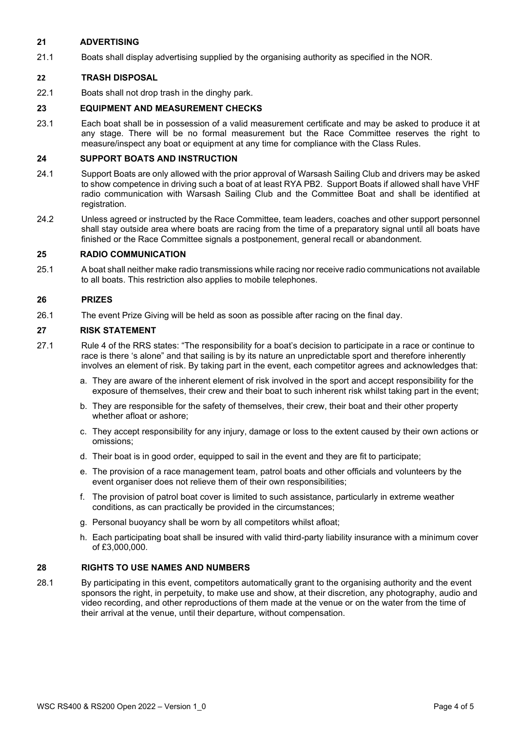## 21 ADVERTISING

21.1 Boats shall display advertising supplied by the organising authority as specified in the NOR.

## 22 TRASH DISPOSAL

22.1 Boats shall not drop trash in the dinghy park.

## 23 EQUIPMENT AND MEASUREMENT CHECKS

23.1 Each boat shall be in possession of a valid measurement certificate and may be asked to produce it at any stage. There will be no formal measurement but the Race Committee reserves the right to measure/inspect any boat or equipment at any time for compliance with the Class Rules.

## 24 SUPPORT BOATS AND INSTRUCTION

24.1 Support Boats are only allowed with the prior approval of Warsash Sailing Club and drivers may be asked to show competence in driving such a boat of at least RYA PB2. Support Boats if allowed shall have VHF radio communication with Warsash Sailing Club and the Committee Boat and shall be identified at registration.

24.2 Unless agreed or instructed by the Race Committee, team leaders, coaches and other support personnel shall stay outside area where boats are racing from the time of a preparatory signal until all boats have finished or the Race Committee signals a postponement, general recall or abandonment.

## 25 RADIO COMMUNICATION

25.1 A boat shall neither make radio transmissions while racing nor receive radio communications not available to all boats. This restriction also applies to mobile telephones.

## 26 PRIZES

26.1 The event Prize Giving will be held as soon as possible after racing on the final day.

## 27 RISK STATEMENT

27.1 Rule 4 of the RRS states: "The responsibility for a boat's decision to participate in a race or continue to race is there 's alone" and that sailing is by its nature an unpredictable sport and therefore inherently involves an element of risk. By taking part in the event, each competitor agrees and acknowledges that:

a. They are aware of the inherent element of risk involved in the sport and accept responsibility for the exposure of themselves, their crew and their boat to such inherent risk whilst taking part in the event;

b. They are responsible for the safety of themselves, their crew, their boat and their other property whether afloat or ashore;

c. They accept responsibility for any injury, damage or loss to the extent caused by their own actions or omissions;

d. Their boat is in good order, equipped to sail in the event and they are fit to participate;

e. The provision of a race management team, patrol boats and other officials and volunteers by the event organiser does not relieve them of their own responsibilities;

f. The provision of patrol boat cover is limited to such assistance, particularly in extreme weather conditions, as can practically be provided in the circumstances;

g. Personal buoyancy shall be worn by all competitors whilst afloat;

h. Each participating boat shall be insured with valid third-party liability insurance with a minimum cover of £3,000,000.

## 28 RIGHTS TO USE NAMES AND NUMBERS

28.1 By participating in this event, competitors automatically grant to the organising authority and the event sponsors the right, in perpetuity, to make use and show, at their discretion, any photography, audio and video recording, and other reproductions of them made at the venue or on the water from the time of their arrival at the venue, until their departure, without compensation.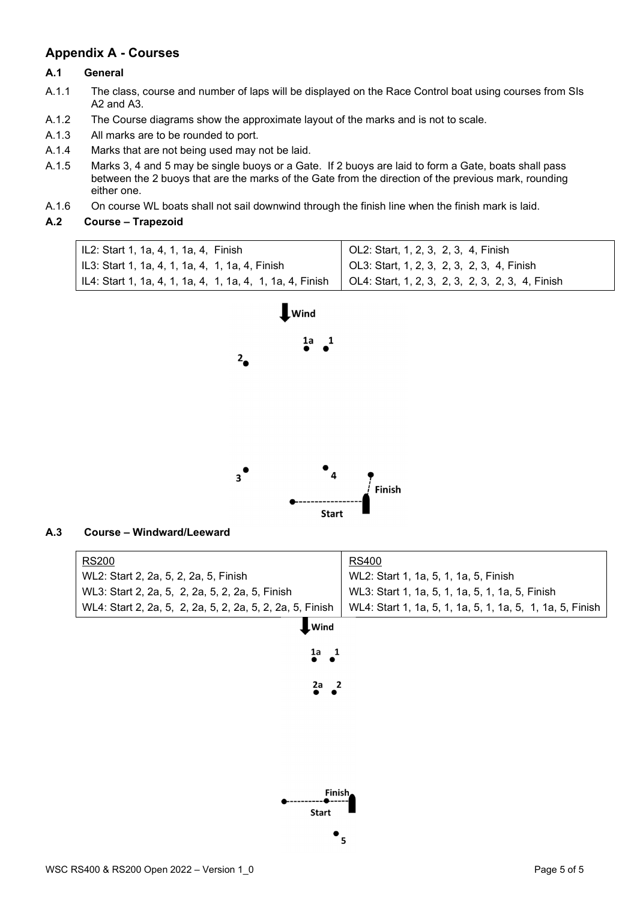## Appendix A - Courses

### A.1 General

A.1.1 The class, course and number of laps will be displayed on the Race Control boat using courses from SIs A2 and A3.

A.1.2 The Course diagrams show the approximate layout of the marks and is not to scale.

A.1.3 All marks are to be rounded to port.

A.1.4 Marks that are not being used may not be laid.

A.1.5 Marks 3, 4 and 5 may be single buoys or a Gate. If 2 buoys are laid to form a Gate, boats shall pass between the 2 buoys that are the marks of the Gate from the direction of the previous mark, rounding either one.

A.1.6 On course WL boats shall not sail downwind through the finish line when the finish mark is laid.

### A.2 Course – Trapezoid

| | |
|---|---|
| IL2: Start 1, 1a, 4, 1, 1a, 4, Finish | OL2: Start, 1, 2, 3, 2, 3, 4, Finish |
| IL3: Start 1, 1a, 4, 1, 1a, 4, 1, 1a, 4, Finish | OL3: Start, 1, 2, 3, 2, 3, 2, 3, 4, Finish |
| IL4: Start 1, 1a, 4, 1, 1a, 4, 1, 1a, 4, 1, 1a, 4, Finish | OL4: Start, 1, 2, 3, 2, 3, 2, 3, 2, 3, 4, Finish |

Wind

1a 1

2

3

4

Finish

Start

### A.3 Course – Windward/Leeward

| RS200 | RS400 |
|---|---|
| WL2: Start 2, 2a, 5, 2, 2a, 5, Finish | WL2: Start 1, 1a, 5, 1, 1a, 5, Finish |
| WL3: Start 2, 2a, 5, 2, 2a, 5, 2, 2a, 5, Finish | WL3: Start 1, 1a, 5, 1, 1a, 5, 1, 1a, 5, Finish |
| WL4: Start 2, 2a, 5, 2, 2a, 5, 2, 2a, 5, 2, 2a, 5, Finish | WL4: Start 1, 1a, 5, 1, 1a, 5, 1, 1a, 5, 1, 1a, 5, Finish |

Wind

1a 1

2a 2

Finish

Start

5